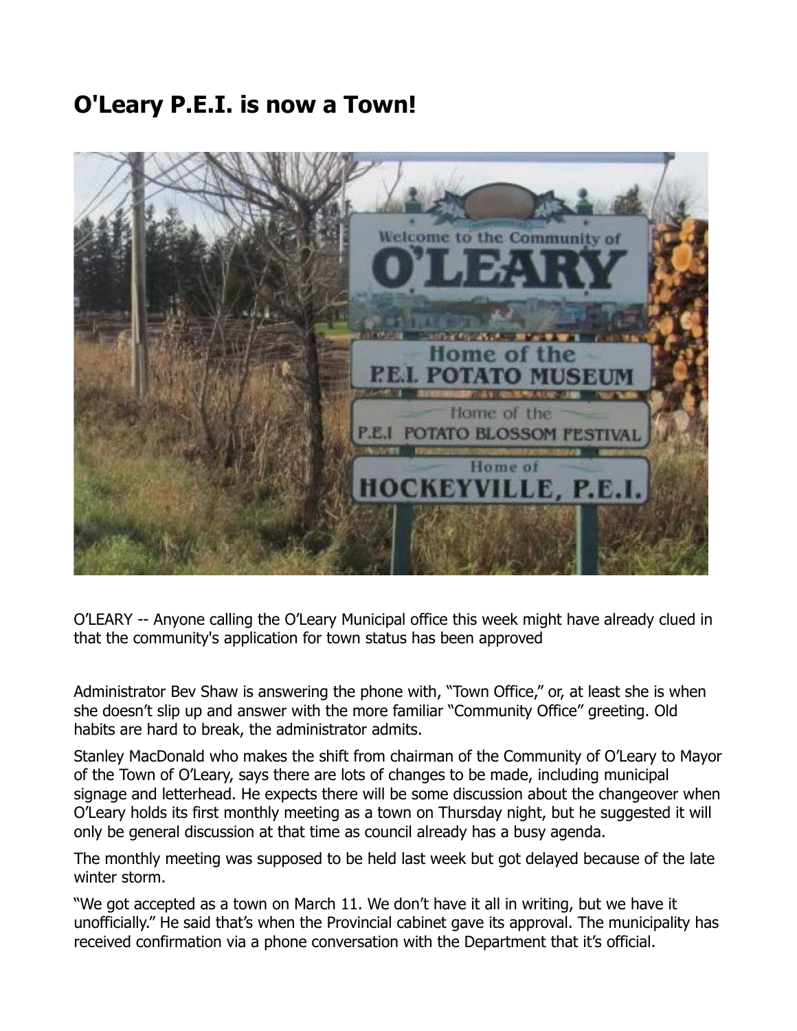# O'Leary P.E.I. is now a Town!

O'LEARY -- Anyone calling the O'Leary Municipal office this week might have already clued in that the community's application for town status has been approved

Administrator Bev Shaw is answering the phone with, "Town Office," or, at least she is when she doesn't slip up and answer with the more familiar "Community Office" greeting. Old habits are hard to break, the administrator admits.

Stanley MacDonald who makes the shift from chairman of the Community of O'Leary to Mayor of the Town of O'Leary, says there are lots of changes to be made, including municipal signage and letterhead. He expects there will be some discussion about the changeover when O'Leary holds its first monthly meeting as a town on Thursday night, but he suggested it will only be general discussion at that time as council already has a busy agenda.

The monthly meeting was supposed to be held last week but got delayed because of the late winter storm.

"We got accepted as a town on March 11. We don't have it all in writing, but we have it unofficially." He said that's when the Provincial cabinet gave its approval. The municipality has received confirmation via a phone conversation with the Department that it's official.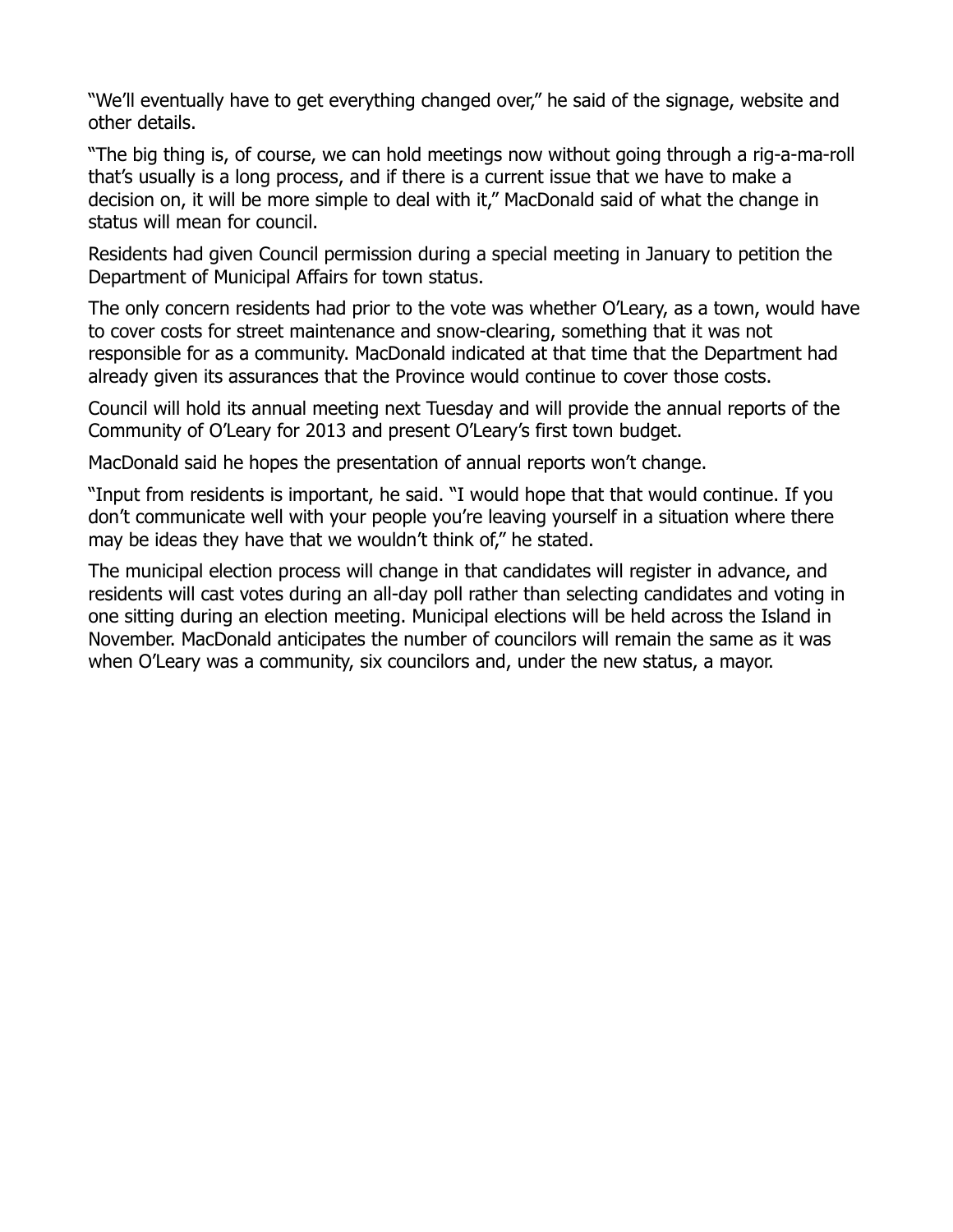"We'll eventually have to get everything changed over," he said of the signage, website and other details.

"The big thing is, of course, we can hold meetings now without going through a rig-a-ma-roll that's usually is a long process, and if there is a current issue that we have to make a decision on, it will be more simple to deal with it," MacDonald said of what the change in status will mean for council.

Residents had given Council permission during a special meeting in January to petition the Department of Municipal Affairs for town status.

The only concern residents had prior to the vote was whether O'Leary, as a town, would have to cover costs for street maintenance and snow-clearing, something that it was not responsible for as a community. MacDonald indicated at that time that the Department had already given its assurances that the Province would continue to cover those costs.

Council will hold its annual meeting next Tuesday and will provide the annual reports of the Community of O'Leary for 2013 and present O'Leary's first town budget.

MacDonald said he hopes the presentation of annual reports won't change.

"Input from residents is important, he said. "I would hope that that would continue. If you don't communicate well with your people you're leaving yourself in a situation where there may be ideas they have that we wouldn't think of," he stated.

The municipal election process will change in that candidates will register in advance, and residents will cast votes during an all-day poll rather than selecting candidates and voting in one sitting during an election meeting. Municipal elections will be held across the Island in November. MacDonald anticipates the number of councilors will remain the same as it was when O'Leary was a community, six councilors and, under the new status, a mayor.